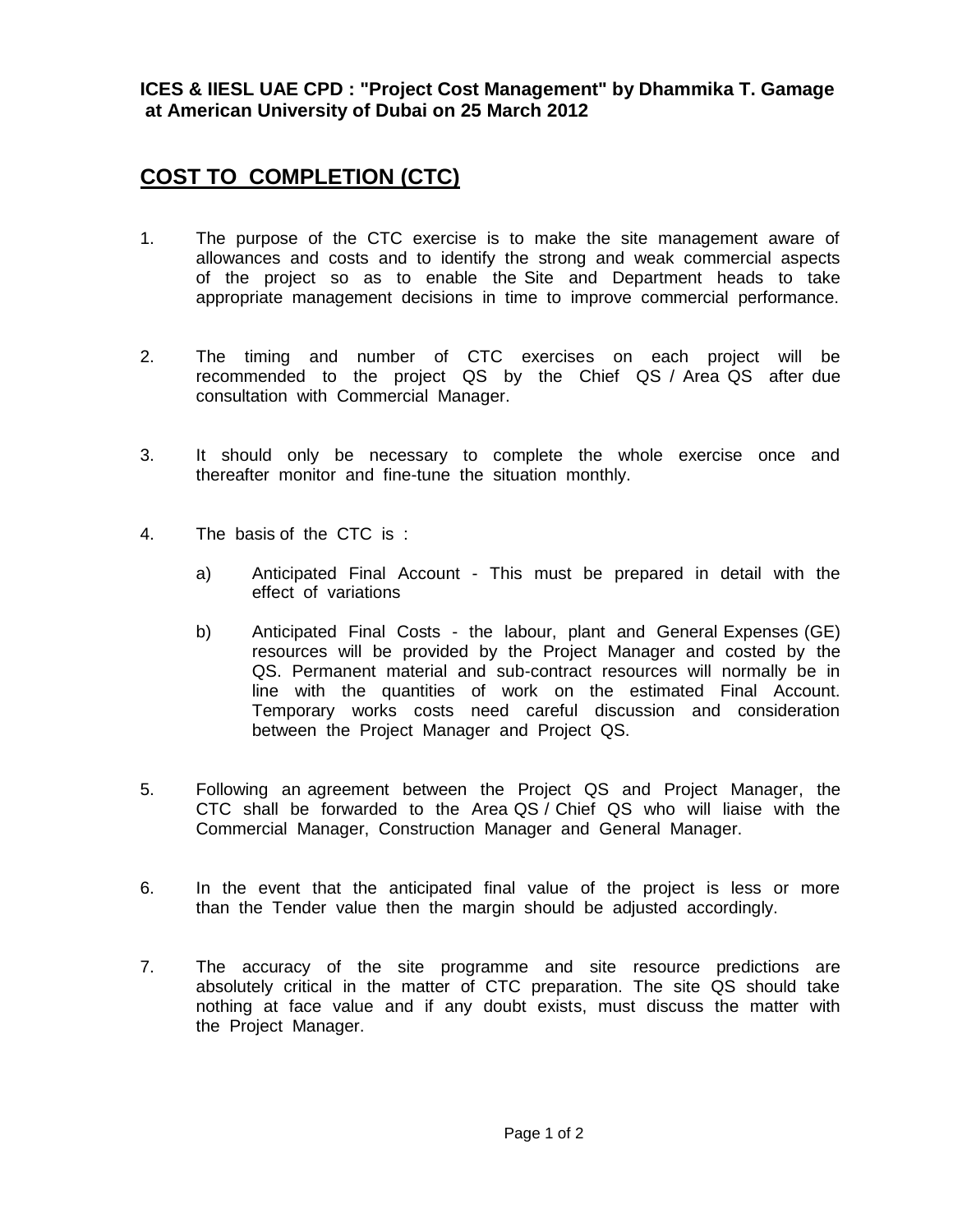**ICES & IIESL UAE CPD : "Project Cost Management" by Dhammika T. Gamage at American University of Dubai on 25 March 2012**

# COST TO COMPLETION (CTC)

1. The purpose of the CTC exercise is to make the site management aware of allowances and costs and to identify the strong and weak commercial aspects of the project so as to enable the Site and Department heads to take appropriate management decisions in time to improve commercial performance.

2. The timing and number of CTC exercises on each project will be recommended to the project QS by the Chief QS / Area QS after due consultation with Commercial Manager.

3. It should only be necessary to complete the whole exercise once and thereafter monitor and fine-tune the situation monthly.

4. The basis of the CTC is :

   a) Anticipated Final Account - This must be prepared in detail with the effect of variations

   b) Anticipated Final Costs - the labour, plant and General Expenses (GE) resources will be provided by the Project Manager and costed by the QS. Permanent material and sub-contract resources will normally be in line with the quantities of work on the estimated Final Account. Temporary works costs need careful discussion and consideration between the Project Manager and Project QS.

5. Following an agreement between the Project QS and Project Manager, the CTC shall be forwarded to the Area QS / Chief QS who will liaise with the Commercial Manager, Construction Manager and General Manager.

6. In the event that the anticipated final value of the project is less or more than the Tender value then the margin should be adjusted accordingly.

7. The accuracy of the site programme and site resource predictions are absolutely critical in the matter of CTC preparation. The site QS should take nothing at face value and if any doubt exists, must discuss the matter with the Project Manager.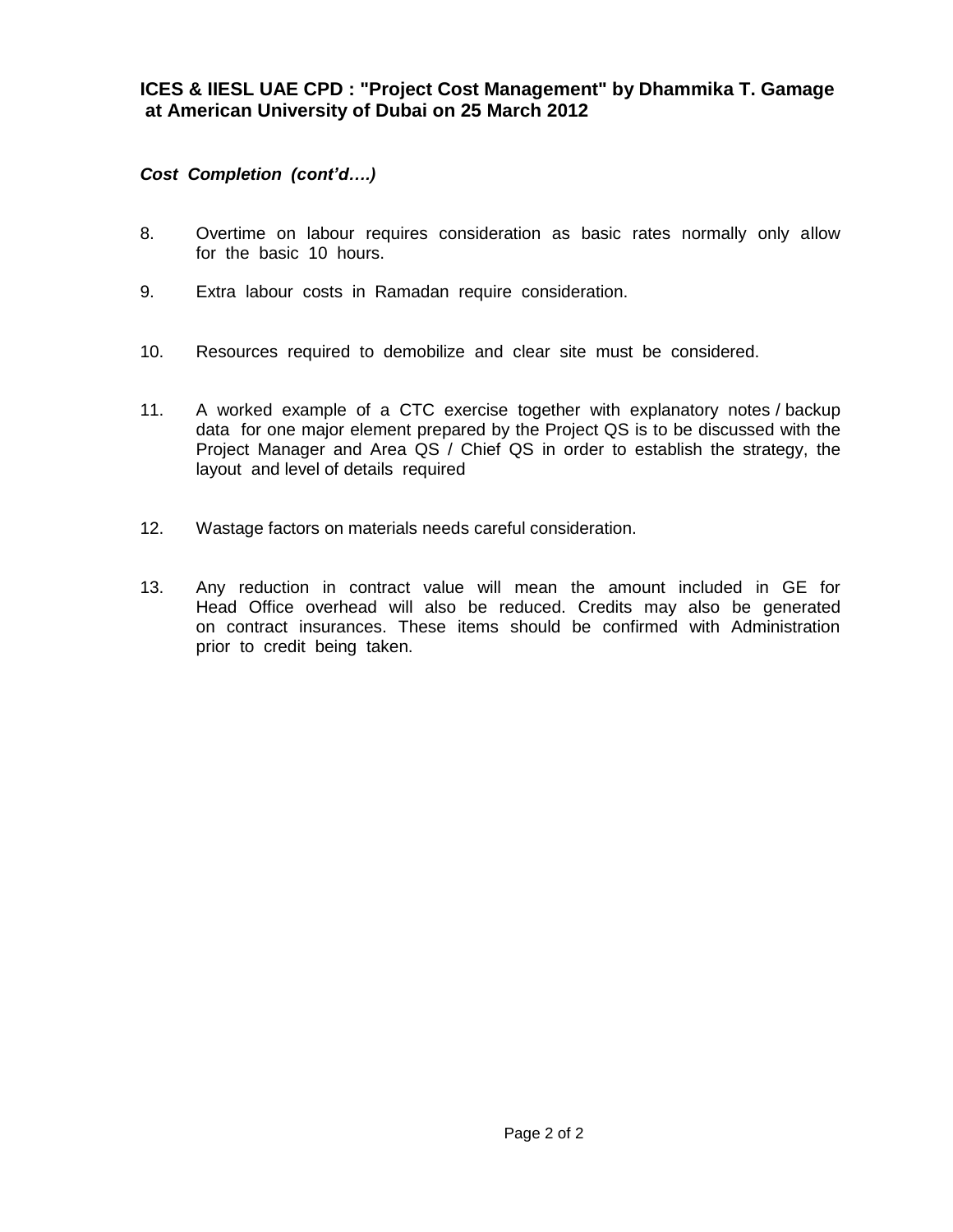**ICES & IIESL UAE CPD : "Project Cost Management" by Dhammika T. Gamage at American University of Dubai on 25 March 2012**

***Cost Completion (cont'd….)***

8. Overtime on labour requires consideration as basic rates normally only allow for the basic 10 hours.

9. Extra labour costs in Ramadan require consideration.

10. Resources required to demobilize and clear site must be considered.

11. A worked example of a CTC exercise together with explanatory notes / backup data for one major element prepared by the Project QS is to be discussed with the Project Manager and Area QS / Chief QS in order to establish the strategy, the layout and level of details required

12. Wastage factors on materials needs careful consideration.

13. Any reduction in contract value will mean the amount included in GE for Head Office overhead will also be reduced. Credits may also be generated on contract insurances. These items should be confirmed with Administration prior to credit being taken.